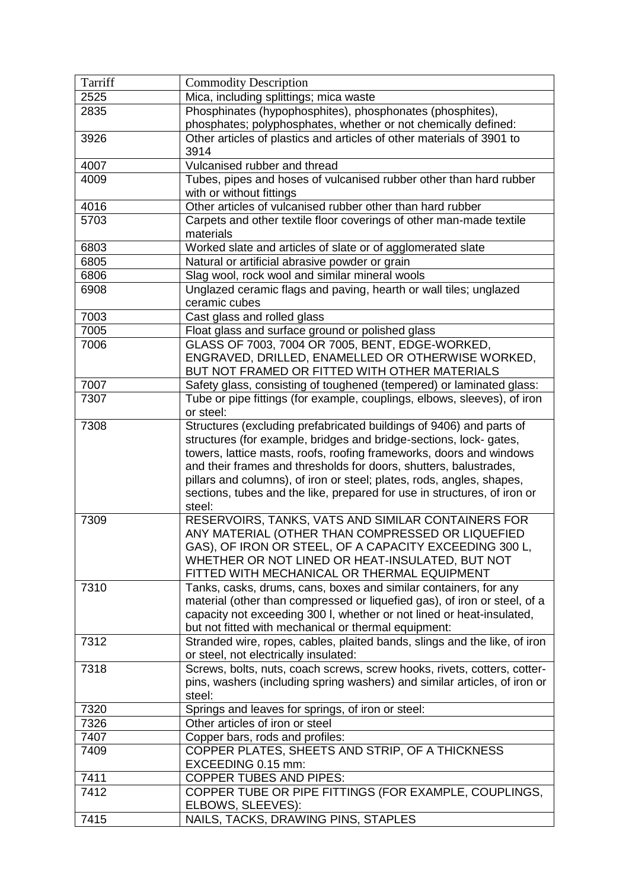| Tarriff | Commodity Description |
|---|---|
| 2525 | Mica, including splittings; mica waste |
| 2835 | Phosphinates (hypophosphites), phosphonates (phosphites), phosphates; polyphosphates, whether or not chemically defined: |
| 3926 | Other articles of plastics and articles of other materials of 3901 to 3914 |
| 4007 | Vulcanised rubber and thread |
| 4009 | Tubes, pipes and hoses of vulcanised rubber other than hard rubber with or without fittings |
| 4016 | Other articles of vulcanised rubber other than hard rubber |
| 5703 | Carpets and other textile floor coverings of other man-made textile materials |
| 6803 | Worked slate and articles of slate or of agglomerated slate |
| 6805 | Natural or artificial abrasive powder or grain |
| 6806 | Slag wool, rock wool and similar mineral wools |
| 6908 | Unglazed ceramic flags and paving, hearth or wall tiles; unglazed ceramic cubes |
| 7003 | Cast glass and rolled glass |
| 7005 | Float glass and surface ground or polished glass |
| 7006 | GLASS OF 7003, 7004 OR 7005, BENT, EDGE-WORKED, ENGRAVED, DRILLED, ENAMELLED OR OTHERWISE WORKED, BUT NOT FRAMED OR FITTED WITH OTHER MATERIALS |
| 7007 | Safety glass, consisting of toughened (tempered) or laminated glass: |
| 7307 | Tube or pipe fittings (for example, couplings, elbows, sleeves), of iron or steel: |
| 7308 | Structures (excluding prefabricated buildings of 9406) and parts of structures (for example, bridges and bridge-sections, lock- gates, towers, lattice masts, roofs, roofing frameworks, doors and windows and their frames and thresholds for doors, shutters, balustrades, pillars and columns), of iron or steel; plates, rods, angles, shapes, sections, tubes and the like, prepared for use in structures, of iron or steel: |
| 7309 | RESERVOIRS, TANKS, VATS AND SIMILAR CONTAINERS FOR ANY MATERIAL (OTHER THAN COMPRESSED OR LIQUEFIED GAS), OF IRON OR STEEL, OF A CAPACITY EXCEEDING 300 L, WHETHER OR NOT LINED OR HEAT-INSULATED, BUT NOT FITTED WITH MECHANICAL OR THERMAL EQUIPMENT |
| 7310 | Tanks, casks, drums, cans, boxes and similar containers, for any material (other than compressed or liquefied gas), of iron or steel, of a capacity not exceeding 300 l, whether or not lined or heat-insulated, but not fitted with mechanical or thermal equipment: |
| 7312 | Stranded wire, ropes, cables, plaited bands, slings and the like, of iron or steel, not electrically insulated: |
| 7318 | Screws, bolts, nuts, coach screws, screw hooks, rivets, cotters, cotter-pins, washers (including spring washers) and similar articles, of iron or steel: |
| 7320 | Springs and leaves for springs, of iron or steel: |
| 7326 | Other articles of iron or steel |
| 7407 | Copper bars, rods and profiles: |
| 7409 | COPPER PLATES, SHEETS AND STRIP, OF A THICKNESS EXCEEDING 0.15 mm: |
| 7411 | COPPER TUBES AND PIPES: |
| 7412 | COPPER TUBE OR PIPE FITTINGS (FOR EXAMPLE, COUPLINGS, ELBOWS, SLEEVES): |
| 7415 | NAILS, TACKS, DRAWING PINS, STAPLES |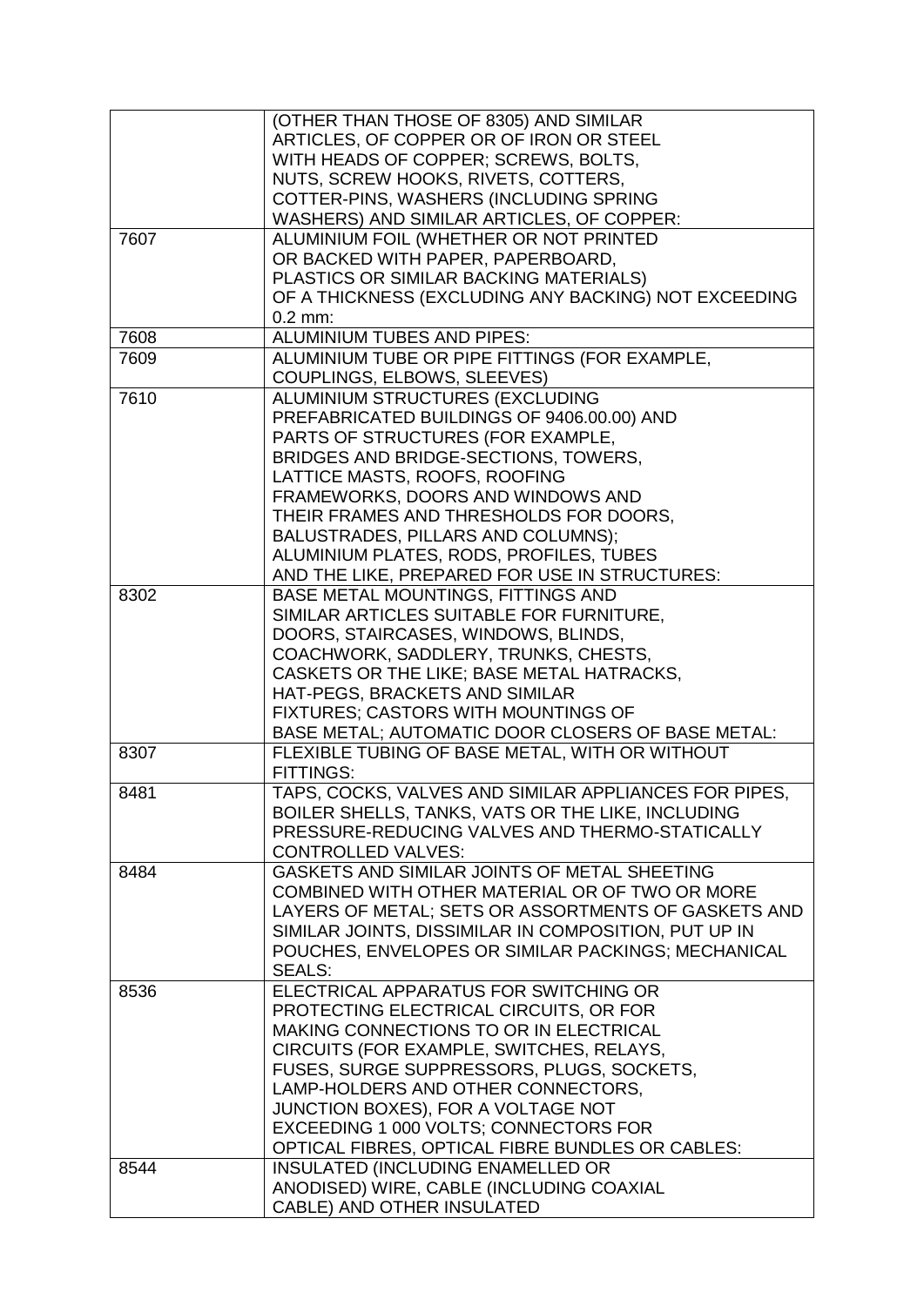| | |
|---|---|
| | (OTHER THAN THOSE OF 8305) AND SIMILAR ARTICLES, OF COPPER OR OF IRON OR STEEL WITH HEADS OF COPPER; SCREWS, BOLTS, NUTS, SCREW HOOKS, RIVETS, COTTERS, COTTER-PINS, WASHERS (INCLUDING SPRING WASHERS) AND SIMILAR ARTICLES, OF COPPER: |
| 7607 | ALUMINIUM FOIL (WHETHER OR NOT PRINTED OR BACKED WITH PAPER, PAPERBOARD, PLASTICS OR SIMILAR BACKING MATERIALS) OF A THICKNESS (EXCLUDING ANY BACKING) NOT EXCEEDING 0.2 mm: |
| 7608 | ALUMINIUM TUBES AND PIPES: |
| 7609 | ALUMINIUM TUBE OR PIPE FITTINGS (FOR EXAMPLE, COUPLINGS, ELBOWS, SLEEVES) |
| 7610 | ALUMINIUM STRUCTURES (EXCLUDING PREFABRICATED BUILDINGS OF 9406.00.00) AND PARTS OF STRUCTURES (FOR EXAMPLE, BRIDGES AND BRIDGE-SECTIONS, TOWERS, LATTICE MASTS, ROOFS, ROOFING FRAMEWORKS, DOORS AND WINDOWS AND THEIR FRAMES AND THRESHOLDS FOR DOORS, BALUSTRADES, PILLARS AND COLUMNS); ALUMINIUM PLATES, RODS, PROFILES, TUBES AND THE LIKE, PREPARED FOR USE IN STRUCTURES: |
| 8302 | BASE METAL MOUNTINGS, FITTINGS AND SIMILAR ARTICLES SUITABLE FOR FURNITURE, DOORS, STAIRCASES, WINDOWS, BLINDS, COACHWORK, SADDLERY, TRUNKS, CHESTS, CASKETS OR THE LIKE; BASE METAL HATRACKS, HAT-PEGS, BRACKETS AND SIMILAR FIXTURES; CASTORS WITH MOUNTINGS OF BASE METAL; AUTOMATIC DOOR CLOSERS OF BASE METAL: |
| 8307 | FLEXIBLE TUBING OF BASE METAL, WITH OR WITHOUT FITTINGS: |
| 8481 | TAPS, COCKS, VALVES AND SIMILAR APPLIANCES FOR PIPES, BOILER SHELLS, TANKS, VATS OR THE LIKE, INCLUDING PRESSURE-REDUCING VALVES AND THERMO-STATICALLY CONTROLLED VALVES: |
| 8484 | GASKETS AND SIMILAR JOINTS OF METAL SHEETING COMBINED WITH OTHER MATERIAL OR OF TWO OR MORE LAYERS OF METAL; SETS OR ASSORTMENTS OF GASKETS AND SIMILAR JOINTS, DISSIMILAR IN COMPOSITION, PUT UP IN POUCHES, ENVELOPES OR SIMILAR PACKINGS; MECHANICAL SEALS: |
| 8536 | ELECTRICAL APPARATUS FOR SWITCHING OR PROTECTING ELECTRICAL CIRCUITS, OR FOR MAKING CONNECTIONS TO OR IN ELECTRICAL CIRCUITS (FOR EXAMPLE, SWITCHES, RELAYS, FUSES, SURGE SUPPRESSORS, PLUGS, SOCKETS, LAMP-HOLDERS AND OTHER CONNECTORS, JUNCTION BOXES), FOR A VOLTAGE NOT EXCEEDING 1 000 VOLTS; CONNECTORS FOR OPTICAL FIBRES, OPTICAL FIBRE BUNDLES OR CABLES: |
| 8544 | INSULATED (INCLUDING ENAMELLED OR ANODISED) WIRE, CABLE (INCLUDING COAXIAL CABLE) AND OTHER INSULATED |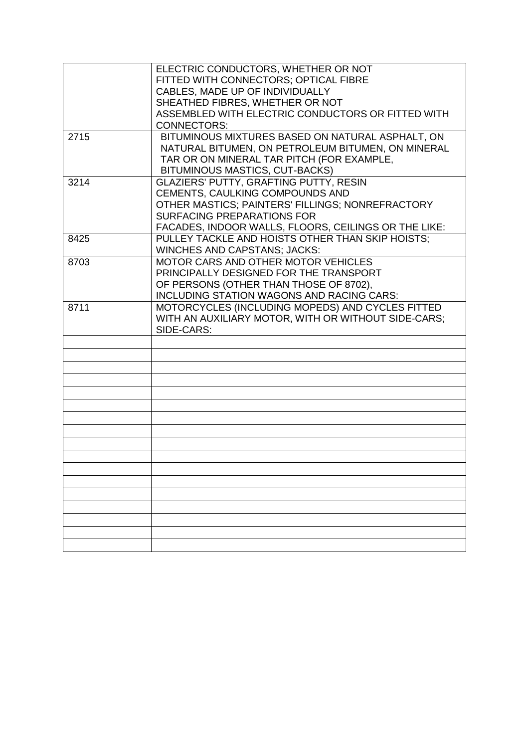| | |
|---|---|
| | ELECTRIC CONDUCTORS, WHETHER OR NOT FITTED WITH CONNECTORS; OPTICAL FIBRE CABLES, MADE UP OF INDIVIDUALLY SHEATHED FIBRES, WHETHER OR NOT ASSEMBLED WITH ELECTRIC CONDUCTORS OR FITTED WITH CONNECTORS: |
| 2715 | BITUMINOUS MIXTURES BASED ON NATURAL ASPHALT, ON NATURAL BITUMEN, ON PETROLEUM BITUMEN, ON MINERAL TAR OR ON MINERAL TAR PITCH (FOR EXAMPLE, BITUMINOUS MASTICS, CUT-BACKS) |
| 3214 | GLAZIERS' PUTTY, GRAFTING PUTTY, RESIN CEMENTS, CAULKING COMPOUNDS AND OTHER MASTICS; PAINTERS' FILLINGS; NONREFRACTORY SURFACING PREPARATIONS FOR FACADES, INDOOR WALLS, FLOORS, CEILINGS OR THE LIKE: |
| 8425 | PULLEY TACKLE AND HOISTS OTHER THAN SKIP HOISTS; WINCHES AND CAPSTANS; JACKS: |
| 8703 | MOTOR CARS AND OTHER MOTOR VEHICLES PRINCIPALLY DESIGNED FOR THE TRANSPORT OF PERSONS (OTHER THAN THOSE OF 8702), INCLUDING STATION WAGONS AND RACING CARS: |
| 8711 | MOTORCYCLES (INCLUDING MOPEDS) AND CYCLES FITTED WITH AN AUXILIARY MOTOR, WITH OR WITHOUT SIDE-CARS; SIDE-CARS: |
| | |
| | |
| | |
| | |
| | |
| | |
| | |
| | |
| | |
| | |
| | |
| | |
| | |
| | |
| | |
| | |
| | |